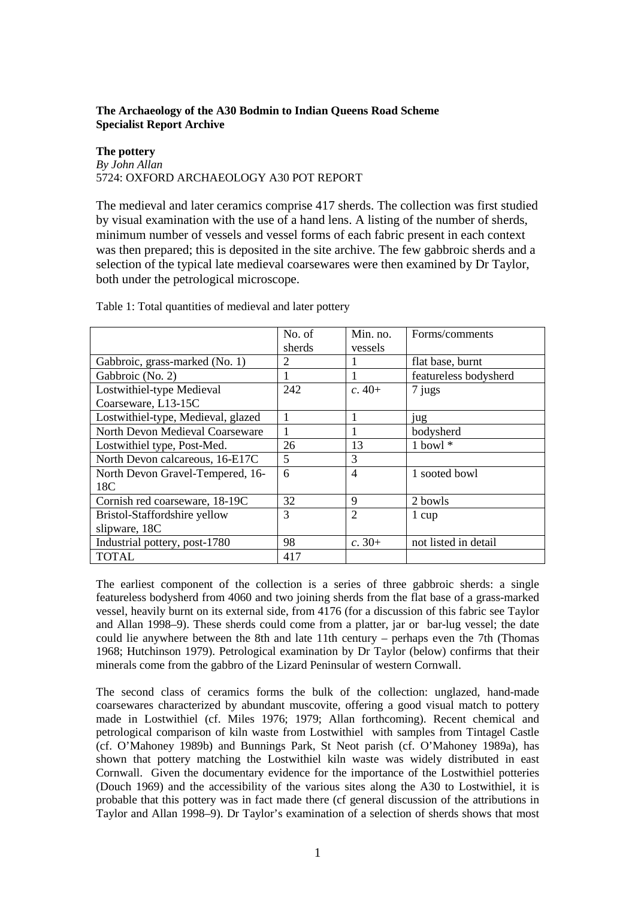**The Archaeology of the A30 Bodmin to Indian Queens Road Scheme**
**Specialist Report Archive**

**The pottery**
*By John Allan*
5724: OXFORD ARCHAEOLOGY A30 POT REPORT

The medieval and later ceramics comprise 417 sherds. The collection was first studied by visual examination with the use of a hand lens. A listing of the number of sherds, minimum number of vessels and vessel forms of each fabric present in each context was then prepared; this is deposited in the site archive. The few gabbroic sherds and a selection of the typical late medieval coarsewares were then examined by Dr Taylor, both under the petrological microscope.

Table 1: Total quantities of medieval and later pottery

| | No. of sherds | Min. no. vessels | Forms/comments |
|---|---|---|---|
| Gabbroic, grass-marked (No. 1) | 2 | 1 | flat base, burnt |
| Gabbroic (No. 2) | 1 | 1 | featureless bodysherd |
| Lostwithiel-type Medieval Coarseware, L13-15C | 242 | *c.* 40+ | 7 jugs |
| Lostwithiel-type, Medieval, glazed | 1 | 1 | jug |
| North Devon Medieval Coarseware | 1 | 1 | bodysherd |
| Lostwithiel type, Post-Med. | 26 | 13 | 1 bowl * |
| North Devon calcareous, 16-E17C | 5 | 3 | |
| North Devon Gravel-Tempered, 16-18C | 6 | 4 | 1 sooted bowl |
| Cornish red coarseware, 18-19C | 32 | 9 | 2 bowls |
| Bristol-Staffordshire yellow slipware, 18C | 3 | 2 | 1 cup |
| Industrial pottery, post-1780 | 98 | *c.* 30+ | not listed in detail |
| TOTAL | 417 | | |

The earliest component of the collection is a series of three gabbroic sherds: a single featureless bodysherd from 4060 and two joining sherds from the flat base of a grass-marked vessel, heavily burnt on its external side, from 4176 (for a discussion of this fabric see Taylor and Allan 1998–9). These sherds could come from a platter, jar or bar-lug vessel; the date could lie anywhere between the 8th and late 11th century – perhaps even the 7th (Thomas 1968; Hutchinson 1979). Petrological examination by Dr Taylor (below) confirms that their minerals come from the gabbro of the Lizard Peninsular of western Cornwall.

The second class of ceramics forms the bulk of the collection: unglazed, hand-made coarsewares characterized by abundant muscovite, offering a good visual match to pottery made in Lostwithiel (cf. Miles 1976; 1979; Allan forthcoming). Recent chemical and petrological comparison of kiln waste from Lostwithiel with samples from Tintagel Castle (cf. O'Mahoney 1989b) and Bunnings Park, St Neot parish (cf. O'Mahoney 1989a), has shown that pottery matching the Lostwithiel kiln waste was widely distributed in east Cornwall. Given the documentary evidence for the importance of the Lostwithiel potteries (Douch 1969) and the accessibility of the various sites along the A30 to Lostwithiel, it is probable that this pottery was in fact made there (cf general discussion of the attributions in Taylor and Allan 1998–9). Dr Taylor's examination of a selection of sherds shows that most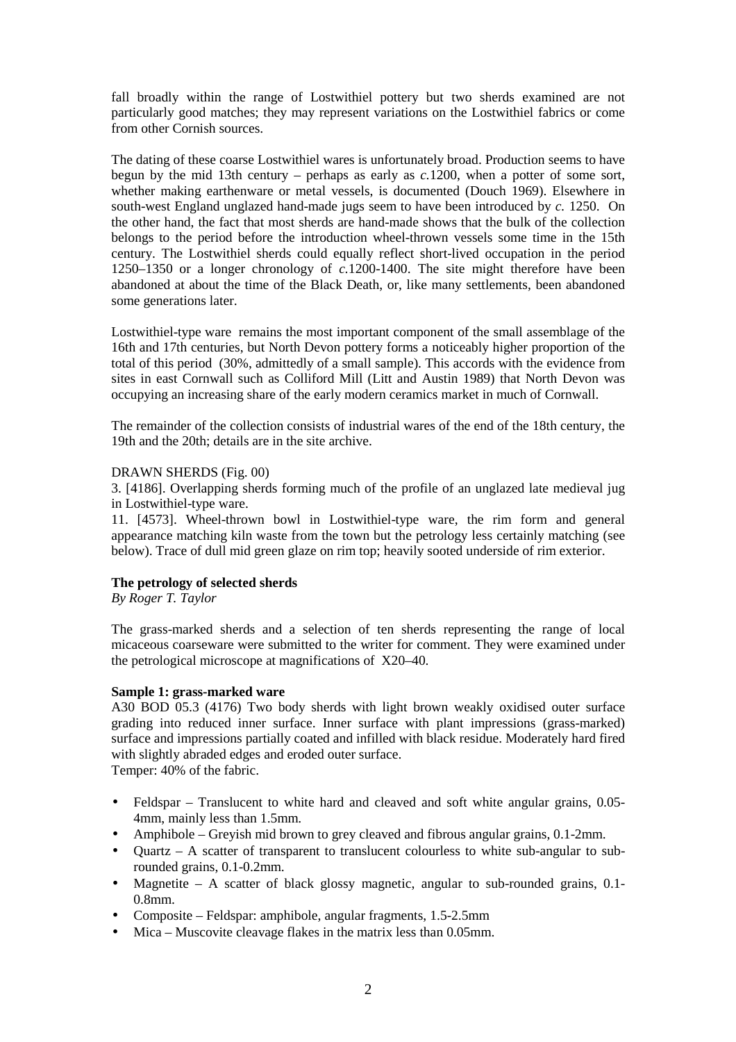fall broadly within the range of Lostwithiel pottery but two sherds examined are not particularly good matches; they may represent variations on the Lostwithiel fabrics or come from other Cornish sources.

The dating of these coarse Lostwithiel wares is unfortunately broad. Production seems to have begun by the mid 13th century – perhaps as early as *c.*1200, when a potter of some sort, whether making earthenware or metal vessels, is documented (Douch 1969). Elsewhere in south-west England unglazed hand-made jugs seem to have been introduced by *c.* 1250. On the other hand, the fact that most sherds are hand-made shows that the bulk of the collection belongs to the period before the introduction wheel-thrown vessels some time in the 15th century. The Lostwithiel sherds could equally reflect short-lived occupation in the period 1250–1350 or a longer chronology of *c.*1200-1400. The site might therefore have been abandoned at about the time of the Black Death, or, like many settlements, been abandoned some generations later.

Lostwithiel-type ware remains the most important component of the small assemblage of the 16th and 17th centuries, but North Devon pottery forms a noticeably higher proportion of the total of this period (30%, admittedly of a small sample). This accords with the evidence from sites in east Cornwall such as Colliford Mill (Litt and Austin 1989) that North Devon was occupying an increasing share of the early modern ceramics market in much of Cornwall.

The remainder of the collection consists of industrial wares of the end of the 18th century, the 19th and the 20th; details are in the site archive.

DRAWN SHERDS (Fig. 00)

3. [4186]. Overlapping sherds forming much of the profile of an unglazed late medieval jug in Lostwithiel-type ware.

11. [4573]. Wheel-thrown bowl in Lostwithiel-type ware, the rim form and general appearance matching kiln waste from the town but the petrology less certainly matching (see below). Trace of dull mid green glaze on rim top; heavily sooted underside of rim exterior.

## The petrology of selected sherds

*By Roger T. Taylor*

The grass-marked sherds and a selection of ten sherds representing the range of local micaceous coarseware were submitted to the writer for comment. They were examined under the petrological microscope at magnifications of X20–40.

### Sample 1: grass-marked ware

A30 BOD 05.3 (4176) Two body sherds with light brown weakly oxidised outer surface grading into reduced inner surface. Inner surface with plant impressions (grass-marked) surface and impressions partially coated and infilled with black residue. Moderately hard fired with slightly abraded edges and eroded outer surface.

Temper: 40% of the fabric.

- Feldspar – Translucent to white hard and cleaved and soft white angular grains, 0.05-4mm, mainly less than 1.5mm.
- Amphibole – Greyish mid brown to grey cleaved and fibrous angular grains, 0.1-2mm.
- Quartz – A scatter of transparent to translucent colourless to white sub-angular to sub-rounded grains, 0.1-0.2mm.
- Magnetite – A scatter of black glossy magnetic, angular to sub-rounded grains, 0.1-0.8mm.
- Composite – Feldspar: amphibole, angular fragments, 1.5-2.5mm
- Mica – Muscovite cleavage flakes in the matrix less than 0.05mm.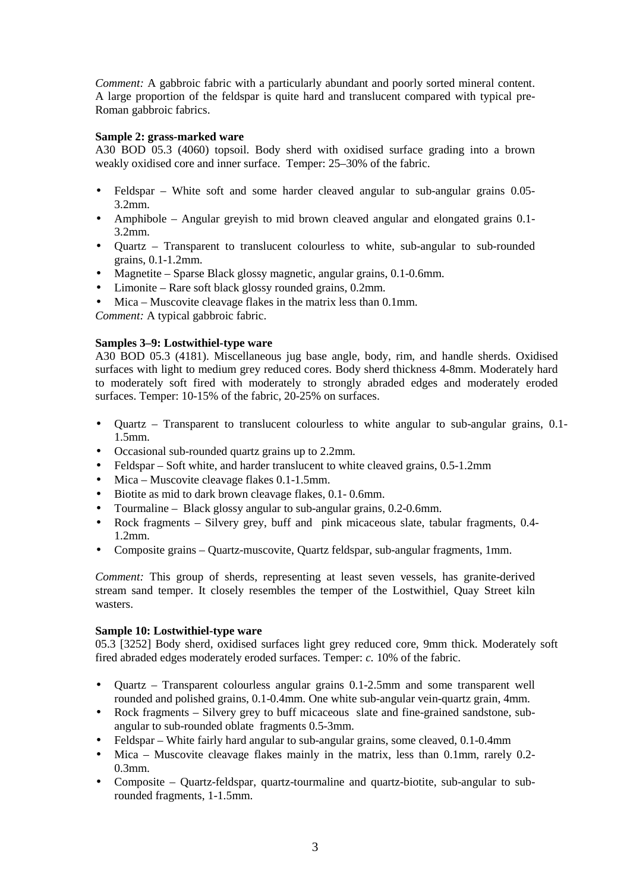*Comment:* A gabbroic fabric with a particularly abundant and poorly sorted mineral content. A large proportion of the feldspar is quite hard and translucent compared with typical pre-Roman gabbroic fabrics.

**Sample 2: grass-marked ware**

A30 BOD 05.3 (4060) topsoil. Body sherd with oxidised surface grading into a brown weakly oxidised core and inner surface. Temper: 25–30% of the fabric.

- Feldspar – White soft and some harder cleaved angular to sub-angular grains 0.05-3.2mm.
- Amphibole – Angular greyish to mid brown cleaved angular and elongated grains 0.1-3.2mm.
- Quartz – Transparent to translucent colourless to white, sub-angular to sub-rounded grains, 0.1-1.2mm.
- Magnetite – Sparse Black glossy magnetic, angular grains, 0.1-0.6mm.
- Limonite – Rare soft black glossy rounded grains, 0.2mm.
- Mica – Muscovite cleavage flakes in the matrix less than 0.1mm.

*Comment:* A typical gabbroic fabric.

**Samples 3–9: Lostwithiel-type ware**

A30 BOD 05.3 (4181). Miscellaneous jug base angle, body, rim, and handle sherds. Oxidised surfaces with light to medium grey reduced cores. Body sherd thickness 4-8mm. Moderately hard to moderately soft fired with moderately to strongly abraded edges and moderately eroded surfaces. Temper: 10-15% of the fabric, 20-25% on surfaces.

- Quartz – Transparent to translucent colourless to white angular to sub-angular grains, 0.1-1.5mm.
- Occasional sub-rounded quartz grains up to 2.2mm.
- Feldspar – Soft white, and harder translucent to white cleaved grains, 0.5-1.2mm
- Mica – Muscovite cleavage flakes 0.1-1.5mm.
- Biotite as mid to dark brown cleavage flakes, 0.1- 0.6mm.
- Tourmaline – Black glossy angular to sub-angular grains, 0.2-0.6mm.
- Rock fragments – Silvery grey, buff and pink micaceous slate, tabular fragments, 0.4-1.2mm.
- Composite grains – Quartz-muscovite, Quartz feldspar, sub-angular fragments, 1mm.

*Comment:* This group of sherds, representing at least seven vessels, has granite-derived stream sand temper. It closely resembles the temper of the Lostwithiel, Quay Street kiln wasters.

**Sample 10: Lostwithiel-type ware**

05.3 [3252] Body sherd, oxidised surfaces light grey reduced core, 9mm thick. Moderately soft fired abraded edges moderately eroded surfaces. Temper: *c.* 10% of the fabric.

- Quartz – Transparent colourless angular grains 0.1-2.5mm and some transparent well rounded and polished grains, 0.1-0.4mm. One white sub-angular vein-quartz grain, 4mm.
- Rock fragments – Silvery grey to buff micaceous slate and fine-grained sandstone, sub-angular to sub-rounded oblate fragments 0.5-3mm.
- Feldspar – White fairly hard angular to sub-angular grains, some cleaved, 0.1-0.4mm
- Mica – Muscovite cleavage flakes mainly in the matrix, less than 0.1mm, rarely 0.2-0.3mm.
- Composite – Quartz-feldspar, quartz-tourmaline and quartz-biotite, sub-angular to sub-rounded fragments, 1-1.5mm.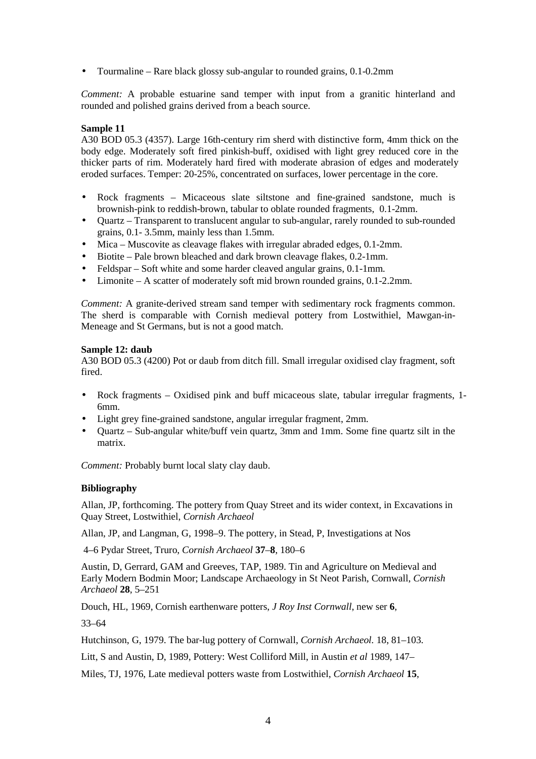- Tourmaline – Rare black glossy sub-angular to rounded grains, 0.1-0.2mm

*Comment:* A probable estuarine sand temper with input from a granitic hinterland and rounded and polished grains derived from a beach source.

**Sample 11**

A30 BOD 05.3 (4357). Large 16th-century rim sherd with distinctive form, 4mm thick on the body edge. Moderately soft fired pinkish-buff, oxidised with light grey reduced core in the thicker parts of rim. Moderately hard fired with moderate abrasion of edges and moderately eroded surfaces. Temper: 20-25%, concentrated on surfaces, lower percentage in the core.

- Rock fragments – Micaceous slate siltstone and fine-grained sandstone, much is brownish-pink to reddish-brown, tabular to oblate rounded fragments, 0.1-2mm.
- Quartz – Transparent to translucent angular to sub-angular, rarely rounded to sub-rounded grains, 0.1- 3.5mm, mainly less than 1.5mm.
- Mica – Muscovite as cleavage flakes with irregular abraded edges, 0.1-2mm.
- Biotite – Pale brown bleached and dark brown cleavage flakes, 0.2-1mm.
- Feldspar – Soft white and some harder cleaved angular grains, 0.1-1mm.
- Limonite – A scatter of moderately soft mid brown rounded grains, 0.1-2.2mm.

*Comment:* A granite-derived stream sand temper with sedimentary rock fragments common. The sherd is comparable with Cornish medieval pottery from Lostwithiel, Mawgan-in-Meneage and St Germans, but is not a good match.

**Sample 12: daub**

A30 BOD 05.3 (4200) Pot or daub from ditch fill. Small irregular oxidised clay fragment, soft fired.

- Rock fragments – Oxidised pink and buff micaceous slate, tabular irregular fragments, 1-6mm.
- Light grey fine-grained sandstone, angular irregular fragment, 2mm.
- Quartz – Sub-angular white/buff vein quartz, 3mm and 1mm. Some fine quartz silt in the matrix.

*Comment:* Probably burnt local slaty clay daub.

**Bibliography**

Allan, JP, forthcoming. The pottery from Quay Street and its wider context, in Excavations in Quay Street, Lostwithiel, *Cornish Archaeol*

Allan, JP, and Langman, G, 1998–9. The pottery, in Stead, P, Investigations at Nos 4–6 Pydar Street, Truro, *Cornish Archaeol* **37**–**8**, 180–6

Austin, D, Gerrard, GAM and Greeves, TAP, 1989. Tin and Agriculture on Medieval and Early Modern Bodmin Moor; Landscape Archaeology in St Neot Parish, Cornwall, *Cornish Archaeol* **28**, 5–251

Douch, HL, 1969, Cornish earthenware potters, *J Roy Inst Cornwall*, new ser **6**, 33–64

Hutchinson, G, 1979. The bar-lug pottery of Cornwall, *Cornish Archaeol.* 18, 81–103.

Litt, S and Austin, D, 1989, Pottery: West Colliford Mill, in Austin *et al* 1989, 147–

Miles, TJ, 1976, Late medieval potters waste from Lostwithiel, *Cornish Archaeol* **15**,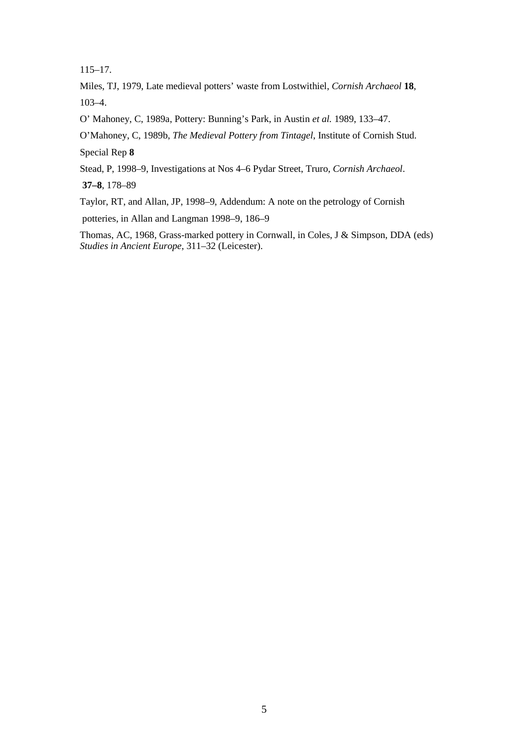115–17.

Miles, TJ, 1979, Late medieval potters' waste from Lostwithiel, *Cornish Archaeol* **18**, 103–4.

O' Mahoney, C, 1989a, Pottery: Bunning's Park, in Austin *et al.* 1989, 133–47.

O'Mahoney, C, 1989b, *The Medieval Pottery from Tintagel*, Institute of Cornish Stud. Special Rep **8**

Stead, P, 1998–9, Investigations at Nos 4–6 Pydar Street, Truro, *Cornish Archaeol*. **37–8**, 178–89

Taylor, RT, and Allan, JP, 1998–9, Addendum: A note on the petrology of Cornish potteries, in Allan and Langman 1998–9, 186–9

Thomas, AC, 1968, Grass-marked pottery in Cornwall, in Coles, J & Simpson, DDA (eds) *Studies in Ancient Europe*, 311–32 (Leicester).